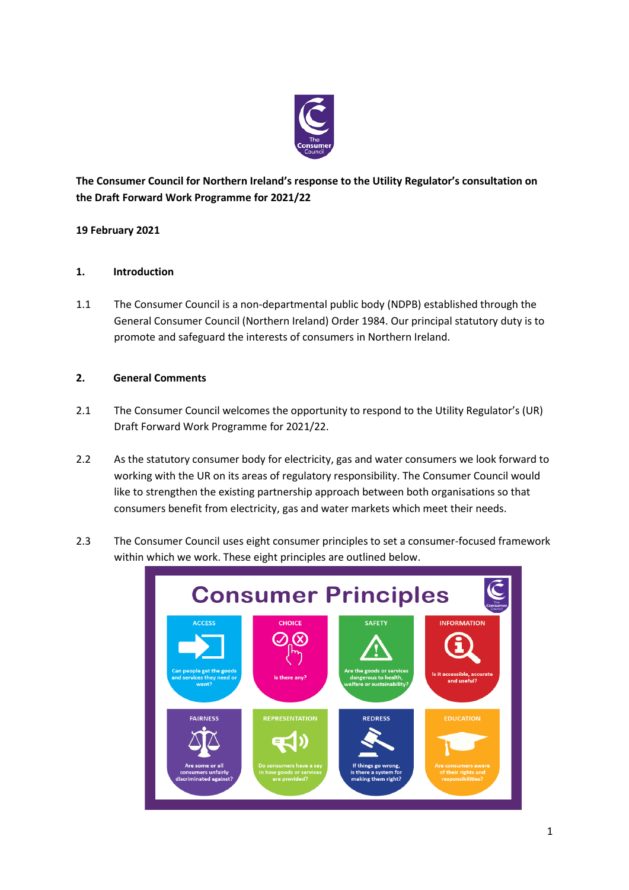**The Consumer Council for Northern Ireland's response to the Utility Regulator's consultation on the Draft Forward Work Programme for 2021/22**

**19 February 2021**

## 1. Introduction

1.1 The Consumer Council is a non-departmental public body (NDPB) established through the General Consumer Council (Northern Ireland) Order 1984. Our principal statutory duty is to promote and safeguard the interests of consumers in Northern Ireland.

## 2. General Comments

2.1 The Consumer Council welcomes the opportunity to respond to the Utility Regulator's (UR) Draft Forward Work Programme for 2021/22.

2.2 As the statutory consumer body for electricity, gas and water consumers we look forward to working with the UR on its areas of regulatory responsibility. The Consumer Council would like to strengthen the existing partnership approach between both organisations so that consumers benefit from electricity, gas and water markets which meet their needs.

2.3 The Consumer Council uses eight consumer principles to set a consumer-focused framework within which we work. These eight principles are outlined below.

**Consumer Principles**

| ACCESS | CHOICE | SAFETY | INFORMATION |
|---|---|---|---|
| Can people get the goods and services they need or want? | Is there any? | Are the goods or services dangerous to health, welfare or sustainability? | Is it accessible, accurate and useful? |

| FAIRNESS | REPRESENTATION | REDRESS | EDUCATION |
|---|---|---|---|
| Are some or all consumers unfairly discriminated against? | Do consumers have a say in how goods or services are provided? | If things go wrong, is there a system for making them right? | Are consumers aware of their rights and responsibilities? |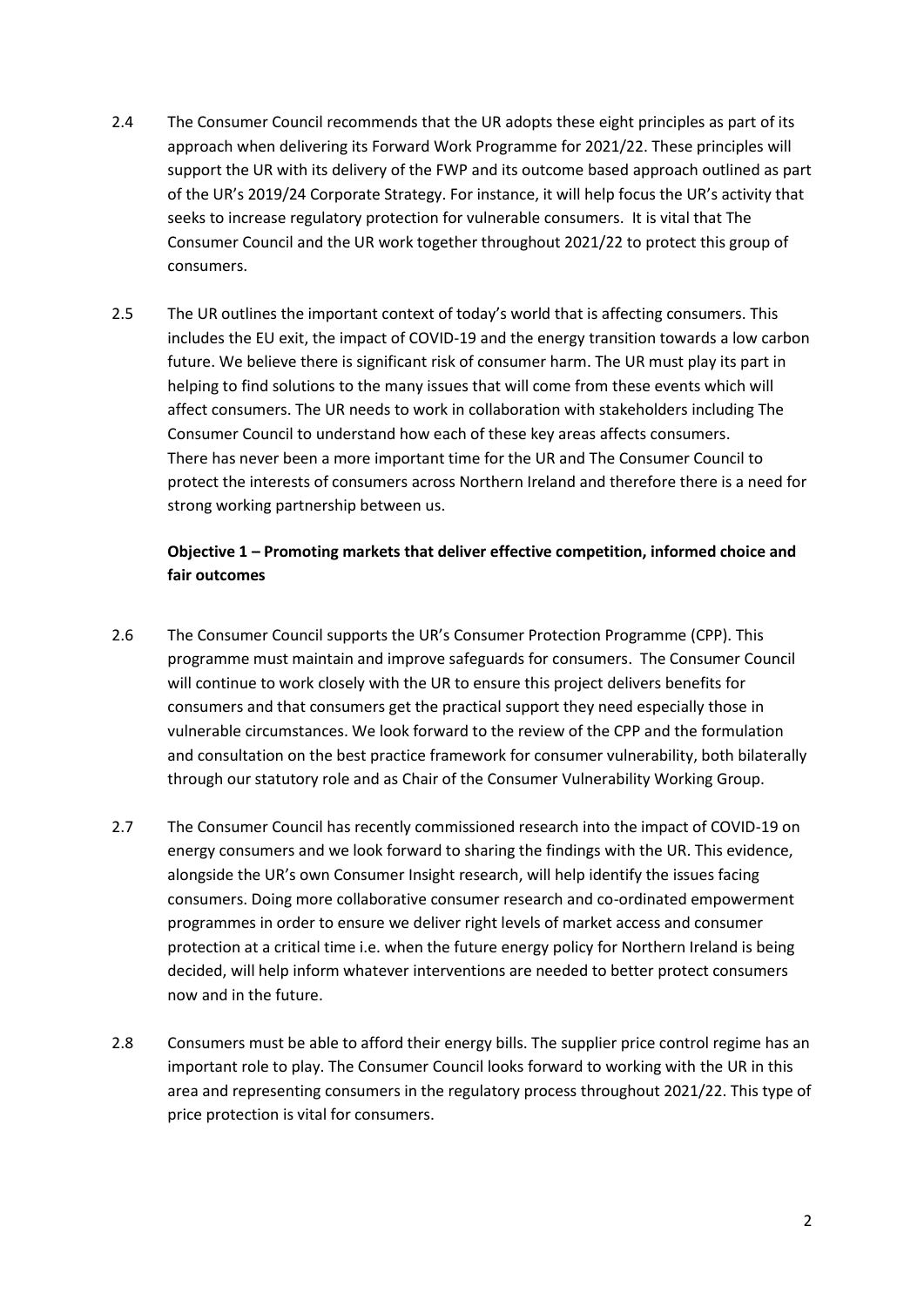2.4 The Consumer Council recommends that the UR adopts these eight principles as part of its approach when delivering its Forward Work Programme for 2021/22. These principles will support the UR with its delivery of the FWP and its outcome based approach outlined as part of the UR's 2019/24 Corporate Strategy. For instance, it will help focus the UR's activity that seeks to increase regulatory protection for vulnerable consumers. It is vital that The Consumer Council and the UR work together throughout 2021/22 to protect this group of consumers.

2.5 The UR outlines the important context of today's world that is affecting consumers. This includes the EU exit, the impact of COVID-19 and the energy transition towards a low carbon future. We believe there is significant risk of consumer harm. The UR must play its part in helping to find solutions to the many issues that will come from these events which will affect consumers. The UR needs to work in collaboration with stakeholders including The Consumer Council to understand how each of these key areas affects consumers. There has never been a more important time for the UR and The Consumer Council to protect the interests of consumers across Northern Ireland and therefore there is a need for strong working partnership between us.

**Objective 1 – Promoting markets that deliver effective competition, informed choice and fair outcomes**

2.6 The Consumer Council supports the UR's Consumer Protection Programme (CPP). This programme must maintain and improve safeguards for consumers. The Consumer Council will continue to work closely with the UR to ensure this project delivers benefits for consumers and that consumers get the practical support they need especially those in vulnerable circumstances. We look forward to the review of the CPP and the formulation and consultation on the best practice framework for consumer vulnerability, both bilaterally through our statutory role and as Chair of the Consumer Vulnerability Working Group.

2.7 The Consumer Council has recently commissioned research into the impact of COVID-19 on energy consumers and we look forward to sharing the findings with the UR. This evidence, alongside the UR's own Consumer Insight research, will help identify the issues facing consumers. Doing more collaborative consumer research and co-ordinated empowerment programmes in order to ensure we deliver right levels of market access and consumer protection at a critical time i.e. when the future energy policy for Northern Ireland is being decided, will help inform whatever interventions are needed to better protect consumers now and in the future.

2.8 Consumers must be able to afford their energy bills. The supplier price control regime has an important role to play. The Consumer Council looks forward to working with the UR in this area and representing consumers in the regulatory process throughout 2021/22. This type of price protection is vital for consumers.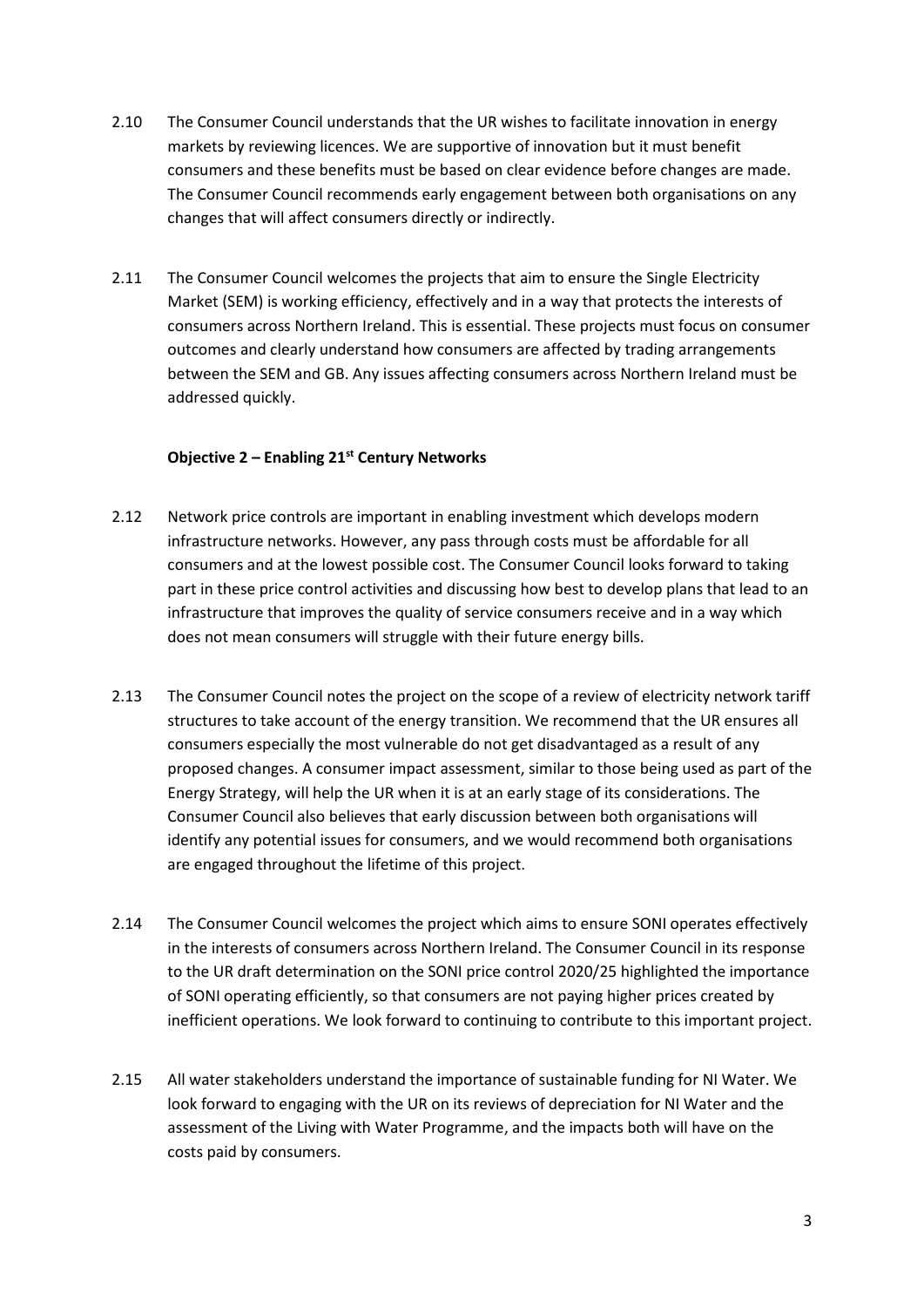2.10 The Consumer Council understands that the UR wishes to facilitate innovation in energy markets by reviewing licences. We are supportive of innovation but it must benefit consumers and these benefits must be based on clear evidence before changes are made. The Consumer Council recommends early engagement between both organisations on any changes that will affect consumers directly or indirectly.

2.11 The Consumer Council welcomes the projects that aim to ensure the Single Electricity Market (SEM) is working efficiency, effectively and in a way that protects the interests of consumers across Northern Ireland. This is essential. These projects must focus on consumer outcomes and clearly understand how consumers are affected by trading arrangements between the SEM and GB. Any issues affecting consumers across Northern Ireland must be addressed quickly.

**Objective 2 – Enabling 21st Century Networks**

2.12 Network price controls are important in enabling investment which develops modern infrastructure networks. However, any pass through costs must be affordable for all consumers and at the lowest possible cost. The Consumer Council looks forward to taking part in these price control activities and discussing how best to develop plans that lead to an infrastructure that improves the quality of service consumers receive and in a way which does not mean consumers will struggle with their future energy bills.

2.13 The Consumer Council notes the project on the scope of a review of electricity network tariff structures to take account of the energy transition. We recommend that the UR ensures all consumers especially the most vulnerable do not get disadvantaged as a result of any proposed changes. A consumer impact assessment, similar to those being used as part of the Energy Strategy, will help the UR when it is at an early stage of its considerations. The Consumer Council also believes that early discussion between both organisations will identify any potential issues for consumers, and we would recommend both organisations are engaged throughout the lifetime of this project.

2.14 The Consumer Council welcomes the project which aims to ensure SONI operates effectively in the interests of consumers across Northern Ireland. The Consumer Council in its response to the UR draft determination on the SONI price control 2020/25 highlighted the importance of SONI operating efficiently, so that consumers are not paying higher prices created by inefficient operations. We look forward to continuing to contribute to this important project.

2.15 All water stakeholders understand the importance of sustainable funding for NI Water. We look forward to engaging with the UR on its reviews of depreciation for NI Water and the assessment of the Living with Water Programme, and the impacts both will have on the costs paid by consumers.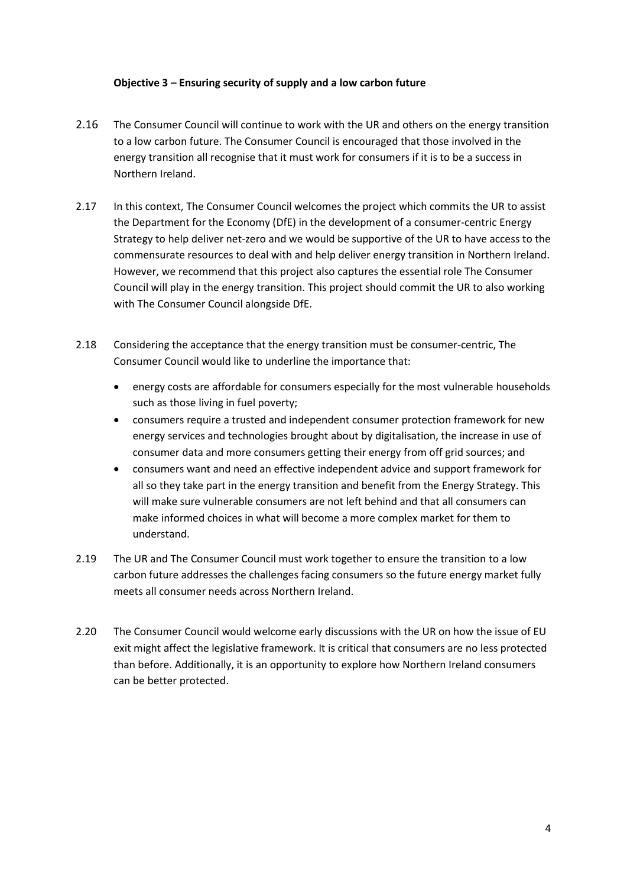**Objective 3 – Ensuring security of supply and a low carbon future**

2.16 The Consumer Council will continue to work with the UR and others on the energy transition to a low carbon future. The Consumer Council is encouraged that those involved in the energy transition all recognise that it must work for consumers if it is to be a success in Northern Ireland.

2.17 In this context, The Consumer Council welcomes the project which commits the UR to assist the Department for the Economy (DfE) in the development of a consumer-centric Energy Strategy to help deliver net-zero and we would be supportive of the UR to have access to the commensurate resources to deal with and help deliver energy transition in Northern Ireland. However, we recommend that this project also captures the essential role The Consumer Council will play in the energy transition. This project should commit the UR to also working with The Consumer Council alongside DfE.

2.18 Considering the acceptance that the energy transition must be consumer-centric, The Consumer Council would like to underline the importance that:

- energy costs are affordable for consumers especially for the most vulnerable households such as those living in fuel poverty;
- consumers require a trusted and independent consumer protection framework for new energy services and technologies brought about by digitalisation, the increase in use of consumer data and more consumers getting their energy from off grid sources; and
- consumers want and need an effective independent advice and support framework for all so they take part in the energy transition and benefit from the Energy Strategy. This will make sure vulnerable consumers are not left behind and that all consumers can make informed choices in what will become a more complex market for them to understand.

2.19 The UR and The Consumer Council must work together to ensure the transition to a low carbon future addresses the challenges facing consumers so the future energy market fully meets all consumer needs across Northern Ireland.

2.20 The Consumer Council would welcome early discussions with the UR on how the issue of EU exit might affect the legislative framework. It is critical that consumers are no less protected than before. Additionally, it is an opportunity to explore how Northern Ireland consumers can be better protected.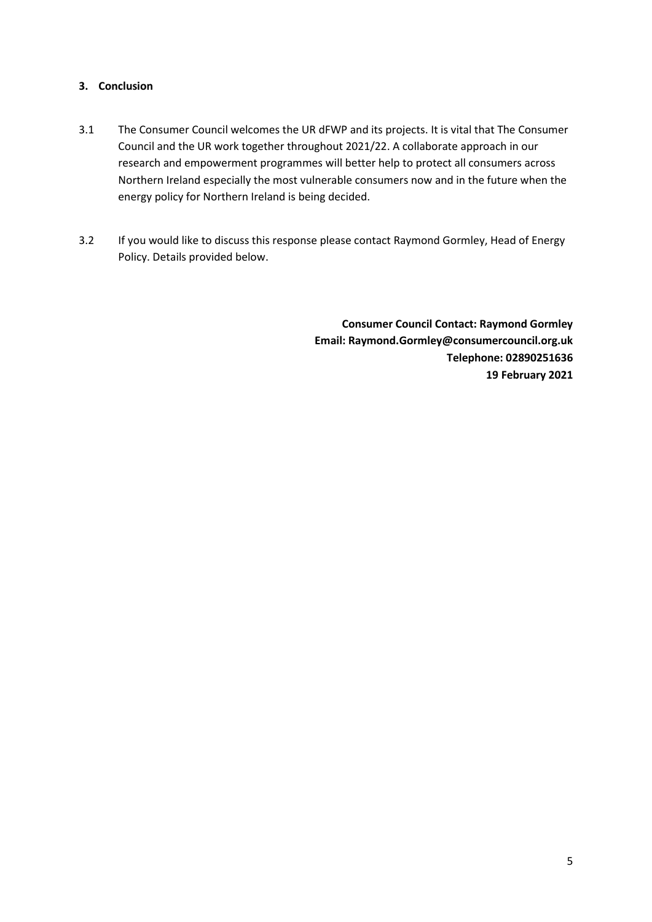## 3. Conclusion

3.1 The Consumer Council welcomes the UR dFWP and its projects. It is vital that The Consumer Council and the UR work together throughout 2021/22. A collaborate approach in our research and empowerment programmes will better help to protect all consumers across Northern Ireland especially the most vulnerable consumers now and in the future when the energy policy for Northern Ireland is being decided.

3.2 If you would like to discuss this response please contact Raymond Gormley, Head of Energy Policy. Details provided below.

**Consumer Council Contact: Raymond Gormley**
**Email: Raymond.Gormley@consumercouncil.org.uk**
**Telephone: 02890251636**
**19 February 2021**